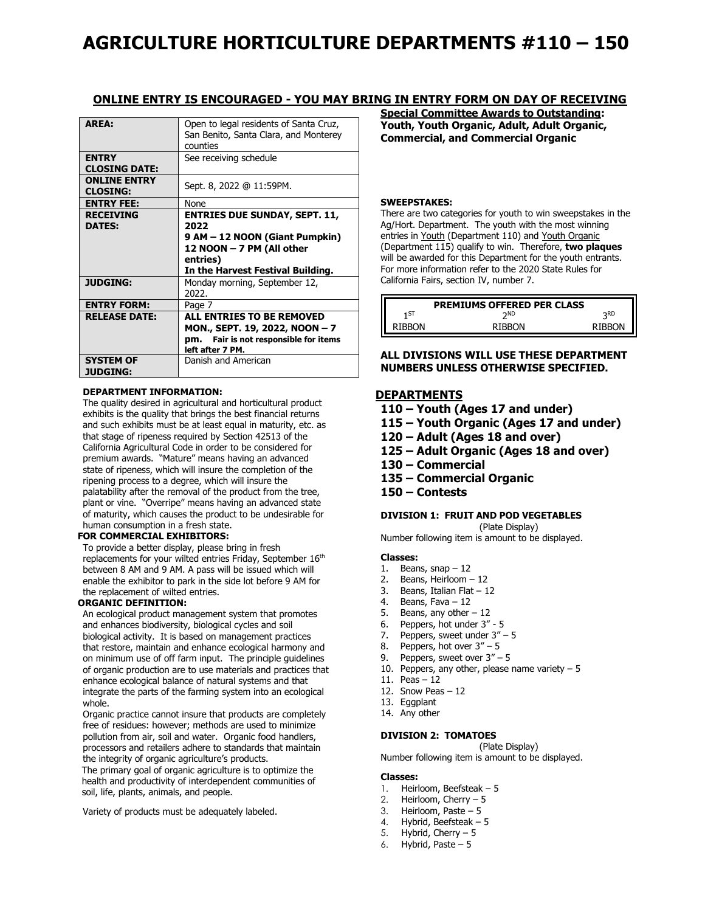# AGRICULTURE HORTICULTURE DEPARTMENTS #110 – 150

**ONLINE ENTRY IS ENCOURAGED - YOU MAY BRING IN ENTRY FORM ON DAY OF RECEIVING**

| | |
|---|---|
| **AREA:** | Open to legal residents of Santa Cruz, San Benito, Santa Clara, and Monterey counties |
| **ENTRY CLOSING DATE:** | See receiving schedule |
| **ONLINE ENTRY CLOSING:** | Sept. 8, 2022 @ 11:59PM. |
| **ENTRY FEE:** | None |
| **RECEIVING DATES:** | **ENTRIES DUE SUNDAY, SEPT. 11, 2022** **9 AM – 12 NOON (Giant Pumpkin)** **12 NOON – 7 PM (All other entries)** **In the Harvest Festival Building.** |
| **JUDGING:** | Monday morning, September 12, 2022. |
| **ENTRY FORM:** | Page 7 |
| **RELEASE DATE:** | **ALL ENTRIES TO BE REMOVED MON., SEPT. 19, 2022, NOON – 7 pm. Fair is not responsible for items left after 7 PM.** |
| **SYSTEM OF JUDGING:** | Danish and American |

**DEPARTMENT INFORMATION:**

The quality desired in agricultural and horticultural product exhibits is the quality that brings the best financial returns and such exhibits must be at least equal in maturity, etc. as that stage of ripeness required by Section 42513 of the California Agricultural Code in order to be considered for premium awards. "Mature" means having an advanced state of ripeness, which will insure the completion of the ripening process to a degree, which will insure the palatability after the removal of the product from the tree, plant or vine. "Overripe" means having an advanced state of maturity, which causes the product to be undesirable for human consumption in a fresh state.

**FOR COMMERCIAL EXHIBITORS:**

To provide a better display, please bring in fresh replacements for your wilted entries Friday, September 16th between 8 AM and 9 AM. A pass will be issued which will enable the exhibitor to park in the side lot before 9 AM for the replacement of wilted entries.

**ORGANIC DEFINITION:**

An ecological product management system that promotes and enhances biodiversity, biological cycles and soil biological activity. It is based on management practices that restore, maintain and enhance ecological harmony and on minimum use of off farm input. The principle guidelines of organic production are to use materials and practices that enhance ecological balance of natural systems and that integrate the parts of the farming system into an ecological whole.

Organic practice cannot insure that products are completely free of residues: however; methods are used to minimize pollution from air, soil and water. Organic food handlers, processors and retailers adhere to standards that maintain the integrity of organic agriculture's products.

The primary goal of organic agriculture is to optimize the health and productivity of interdependent communities of soil, life, plants, animals, and people.

Variety of products must be adequately labeled.

**Special Committee Awards to Outstanding: Youth, Youth Organic, Adult, Adult Organic, Commercial, and Commercial Organic**

**SWEEPSTAKES:**

There are two categories for youth to win sweepstakes in the Ag/Hort. Department. The youth with the most winning entries in Youth (Department 110) and Youth Organic (Department 115) qualify to win. Therefore, **two plaques** will be awarded for this Department for the youth entrants. For more information refer to the 2020 State Rules for California Fairs, section IV, number 7.

| PREMIUMS OFFERED PER CLASS | | |
|---|---|---|
| 1ST | 2ND | 3RD |
| RIBBON | RIBBON | RIBBON |

**ALL DIVISIONS WILL USE THESE DEPARTMENT NUMBERS UNLESS OTHERWISE SPECIFIED.**

## DEPARTMENTS

- **110 – Youth (Ages 17 and under)**
- **115 – Youth Organic (Ages 17 and under)**
- **120 – Adult (Ages 18 and over)**
- **125 – Adult Organic (Ages 18 and over)**
- **130 – Commercial**
- **135 – Commercial Organic**
- **150 – Contests**

### DIVISION 1: FRUIT AND POD VEGETABLES

(Plate Display)

Number following item is amount to be displayed.

**Classes:**

1. Beans, snap – 12
2. Beans, Heirloom – 12
3. Beans, Italian Flat – 12
4. Beans, Fava – 12
5. Beans, any other – 12
6. Peppers, hot under 3" - 5
7. Peppers, sweet under 3" – 5
8. Peppers, hot over 3" – 5
9. Peppers, sweet over 3" – 5
10. Peppers, any other, please name variety – 5
11. Peas – 12
12. Snow Peas – 12
13. Eggplant
14. Any other

### DIVISION 2: TOMATOES

(Plate Display)

Number following item is amount to be displayed.

**Classes:**

1. Heirloom, Beefsteak – 5
2. Heirloom, Cherry – 5
3. Heirloom, Paste – 5
4. Hybrid, Beefsteak – 5
5. Hybrid, Cherry – 5
6. Hybrid, Paste – 5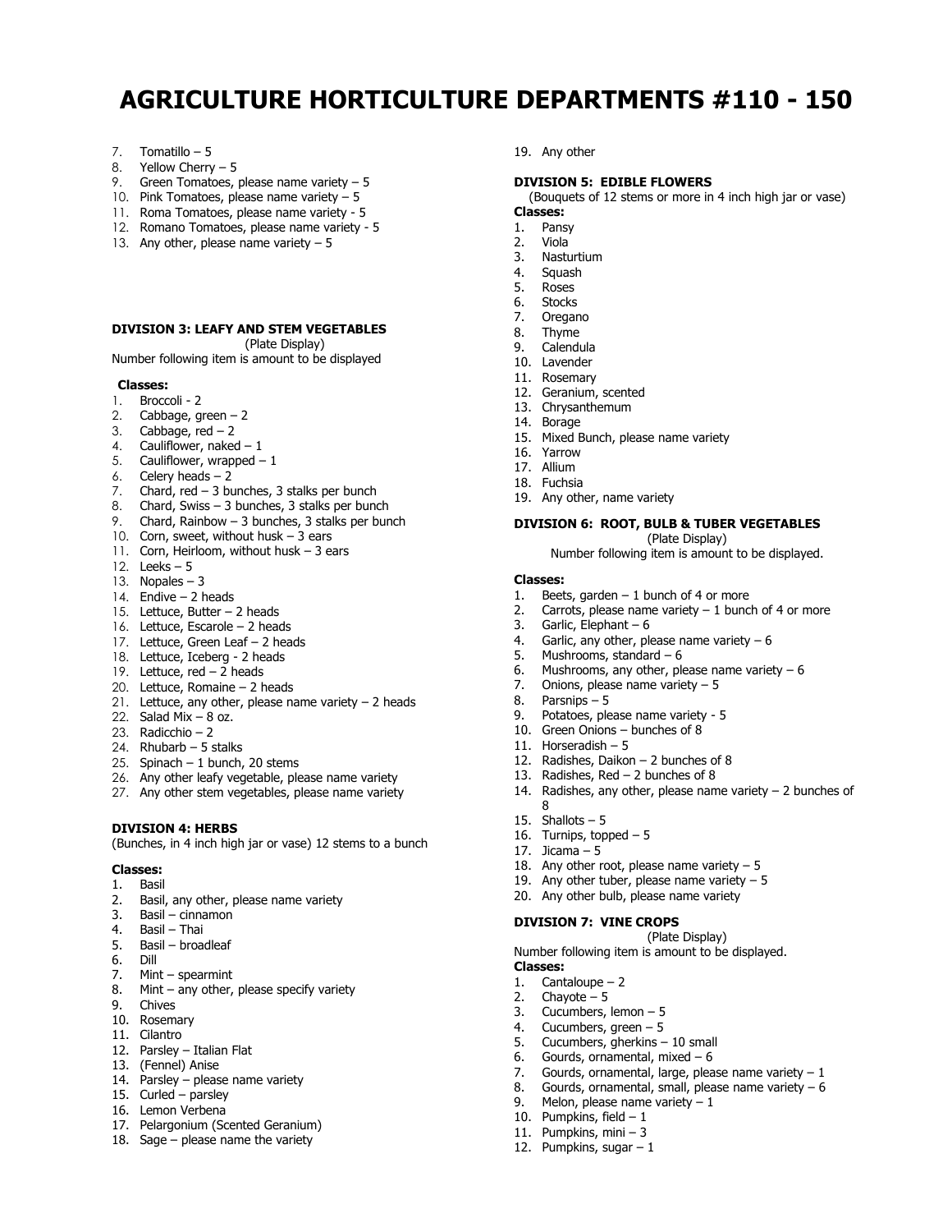# AGRICULTURE HORTICULTURE DEPARTMENTS #110 - 150

7. Tomatillo – 5
8. Yellow Cherry – 5
9. Green Tomatoes, please name variety – 5
10. Pink Tomatoes, please name variety – 5
11. Roma Tomatoes, please name variety - 5
12. Romano Tomatoes, please name variety - 5
13. Any other, please name variety – 5

**DIVISION 3: LEAFY AND STEM VEGETABLES**

(Plate Display)

Number following item is amount to be displayed

**Classes:**

1. Broccoli - 2
2. Cabbage, green – 2
3. Cabbage, red – 2
4. Cauliflower, naked – 1
5. Cauliflower, wrapped – 1
6. Celery heads – 2
7. Chard, red – 3 bunches, 3 stalks per bunch
8. Chard, Swiss – 3 bunches, 3 stalks per bunch
9. Chard, Rainbow – 3 bunches, 3 stalks per bunch
10. Corn, sweet, without husk – 3 ears
11. Corn, Heirloom, without husk – 3 ears
12. Leeks – 5
13. Nopales – 3
14. Endive – 2 heads
15. Lettuce, Butter – 2 heads
16. Lettuce, Escarole – 2 heads
17. Lettuce, Green Leaf – 2 heads
18. Lettuce, Iceberg - 2 heads
19. Lettuce, red – 2 heads
20. Lettuce, Romaine – 2 heads
21. Lettuce, any other, please name variety – 2 heads
22. Salad Mix – 8 oz.
23. Radicchio – 2
24. Rhubarb – 5 stalks
25. Spinach – 1 bunch, 20 stems
26. Any other leafy vegetable, please name variety
27. Any other stem vegetables, please name variety

**DIVISION 4: HERBS**

(Bunches, in 4 inch high jar or vase) 12 stems to a bunch

**Classes:**

1. Basil
2. Basil, any other, please name variety
3. Basil – cinnamon
4. Basil – Thai
5. Basil – broadleaf
6. Dill
7. Mint – spearmint
8. Mint – any other, please specify variety
9. Chives
10. Rosemary
11. Cilantro
12. Parsley – Italian Flat
13. (Fennel) Anise
14. Parsley – please name variety
15. Curled – parsley
16. Lemon Verbena
17. Pelargonium (Scented Geranium)
18. Sage – please name the variety
19. Any other

**DIVISION 5: EDIBLE FLOWERS**

(Bouquets of 12 stems or more in 4 inch high jar or vase)

**Classes:**

1. Pansy
2. Viola
3. Nasturtium
4. Squash
5. Roses
6. Stocks
7. Oregano
8. Thyme
9. Calendula
10. Lavender
11. Rosemary
12. Geranium, scented
13. Chrysanthemum
14. Borage
15. Mixed Bunch, please name variety
16. Yarrow
17. Allium
18. Fuchsia
19. Any other, name variety

**DIVISION 6: ROOT, BULB & TUBER VEGETABLES**

(Plate Display)

Number following item is amount to be displayed.

**Classes:**

1. Beets, garden – 1 bunch of 4 or more
2. Carrots, please name variety – 1 bunch of 4 or more
3. Garlic, Elephant – 6
4. Garlic, any other, please name variety – 6
5. Mushrooms, standard – 6
6. Mushrooms, any other, please name variety – 6
7. Onions, please name variety – 5
8. Parsnips – 5
9. Potatoes, please name variety - 5
10. Green Onions – bunches of 8
11. Horseradish – 5
12. Radishes, Daikon – 2 bunches of 8
13. Radishes, Red – 2 bunches of 8
14. Radishes, any other, please name variety – 2 bunches of 8
15. Shallots – 5
16. Turnips, topped – 5
17. Jicama – 5
18. Any other root, please name variety – 5
19. Any other tuber, please name variety – 5
20. Any other bulb, please name variety

**DIVISION 7: VINE CROPS**

(Plate Display)

Number following item is amount to be displayed.

**Classes:**

1. Cantaloupe – 2
2. Chayote – 5
3. Cucumbers, lemon – 5
4. Cucumbers, green – 5
5. Cucumbers, gherkins – 10 small
6. Gourds, ornamental, mixed – 6
7. Gourds, ornamental, large, please name variety – 1
8. Gourds, ornamental, small, please name variety – 6
9. Melon, please name variety – 1
10. Pumpkins, field – 1
11. Pumpkins, mini – 3
12. Pumpkins, sugar – 1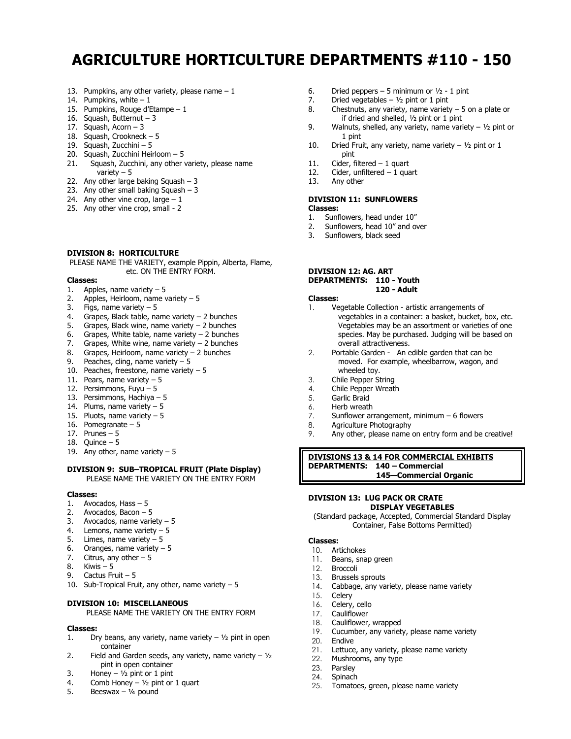# AGRICULTURE HORTICULTURE DEPARTMENTS #110 - 150

13. Pumpkins, any other variety, please name – 1
14. Pumpkins, white – 1
15. Pumpkins, Rouge d'Etampe – 1
16. Squash, Butternut – 3
17. Squash, Acorn – 3
18. Squash, Crookneck – 5
19. Squash, Zucchini – 5
20. Squash, Zucchini Heirloom – 5
21. Squash, Zucchini, any other variety, please name variety – 5
22. Any other large baking Squash – 3
23. Any other small baking Squash – 3
24. Any other vine crop, large – 1
25. Any other vine crop, small - 2

**DIVISION 8: HORTICULTURE**

PLEASE NAME THE VARIETY, example Pippin, Alberta, Flame, etc. ON THE ENTRY FORM.

**Classes:**

1. Apples, name variety – 5
2. Apples, Heirloom, name variety – 5
3. Figs, name variety – 5
4. Grapes, Black table, name variety – 2 bunches
5. Grapes, Black wine, name variety – 2 bunches
6. Grapes, White table, name variety – 2 bunches
7. Grapes, White wine, name variety – 2 bunches
8. Grapes, Heirloom, name variety – 2 bunches
9. Peaches, cling, name variety – 5
10. Peaches, freestone, name variety – 5
11. Pears, name variety – 5
12. Persimmons, Fuyu – 5
13. Persimmons, Hachiya – 5
14. Plums, name variety – 5
15. Pluots, name variety – 5
16. Pomegranate – 5
17. Prunes – 5
18. Quince – 5
19. Any other, name variety – 5

**DIVISION 9: SUB–TROPICAL FRUIT (Plate Display)**

PLEASE NAME THE VARIETY ON THE ENTRY FORM

**Classes:**

1. Avocados, Hass – 5
2. Avocados, Bacon – 5
3. Avocados, name variety – 5
4. Lemons, name variety – 5
5. Limes, name variety – 5
6. Oranges, name variety – 5
7. Citrus, any other – 5
8. Kiwis – 5
9. Cactus Fruit – 5
10. Sub-Tropical Fruit, any other, name variety – 5

**DIVISION 10: MISCELLANEOUS**

PLEASE NAME THE VARIETY ON THE ENTRY FORM

**Classes:**

1. Dry beans, any variety, name variety – ½ pint in open container
2. Field and Garden seeds, any variety, name variety – ½ pint in open container
3. Honey – ½ pint or 1 pint
4. Comb Honey – ½ pint or 1 quart
5. Beeswax – ¼ pound
6. Dried peppers – 5 minimum or ½ - 1 pint
7. Dried vegetables – ½ pint or 1 pint
8. Chestnuts, any variety, name variety – 5 on a plate or if dried and shelled, ½ pint or 1 pint
9. Walnuts, shelled, any variety, name variety – ½ pint or 1 pint
10. Dried Fruit, any variety, name variety – ½ pint or 1 pint
11. Cider, filtered – 1 quart
12. Cider, unfiltered – 1 quart
13. Any other

**DIVISION 11: SUNFLOWERS**

**Classes:**

1. Sunflowers, head under 10"
2. Sunflowers, head 10" and over
3. Sunflowers, black seed

**DIVISION 12: AG. ART**
**DEPARTMENTS: 110 - Youth**
**120 - Adult**

**Classes:**

1. Vegetable Collection - artistic arrangements of vegetables in a container: a basket, bucket, box, etc. Vegetables may be an assortment or varieties of one species. May be purchased. Judging will be based on overall attractiveness.
2. Portable Garden - An edible garden that can be moved. For example, wheelbarrow, wagon, and wheeled toy.
3. Chile Pepper String
4. Chile Pepper Wreath
5. Garlic Braid
6. Herb wreath
7. Sunflower arrangement, minimum – 6 flowers
8. Agriculture Photography
9. Any other, please name on entry form and be creative!

**DIVISIONS 13 & 14 FOR COMMERCIAL EXHIBITS**
**DEPARTMENTS: 140 – Commercial**
**145—Commercial Organic**

**DIVISION 13: LUG PACK OR CRATE DISPLAY VEGETABLES**

(Standard package, Accepted, Commercial Standard Display Container, False Bottoms Permitted)

**Classes:**

10. Artichokes
11. Beans, snap green
12. Broccoli
13. Brussels sprouts
14. Cabbage, any variety, please name variety
15. Celery
16. Celery, cello
17. Cauliflower
18. Cauliflower, wrapped
19. Cucumber, any variety, please name variety
20. Endive
21. Lettuce, any variety, please name variety
22. Mushrooms, any type
23. Parsley
24. Spinach
25. Tomatoes, green, please name variety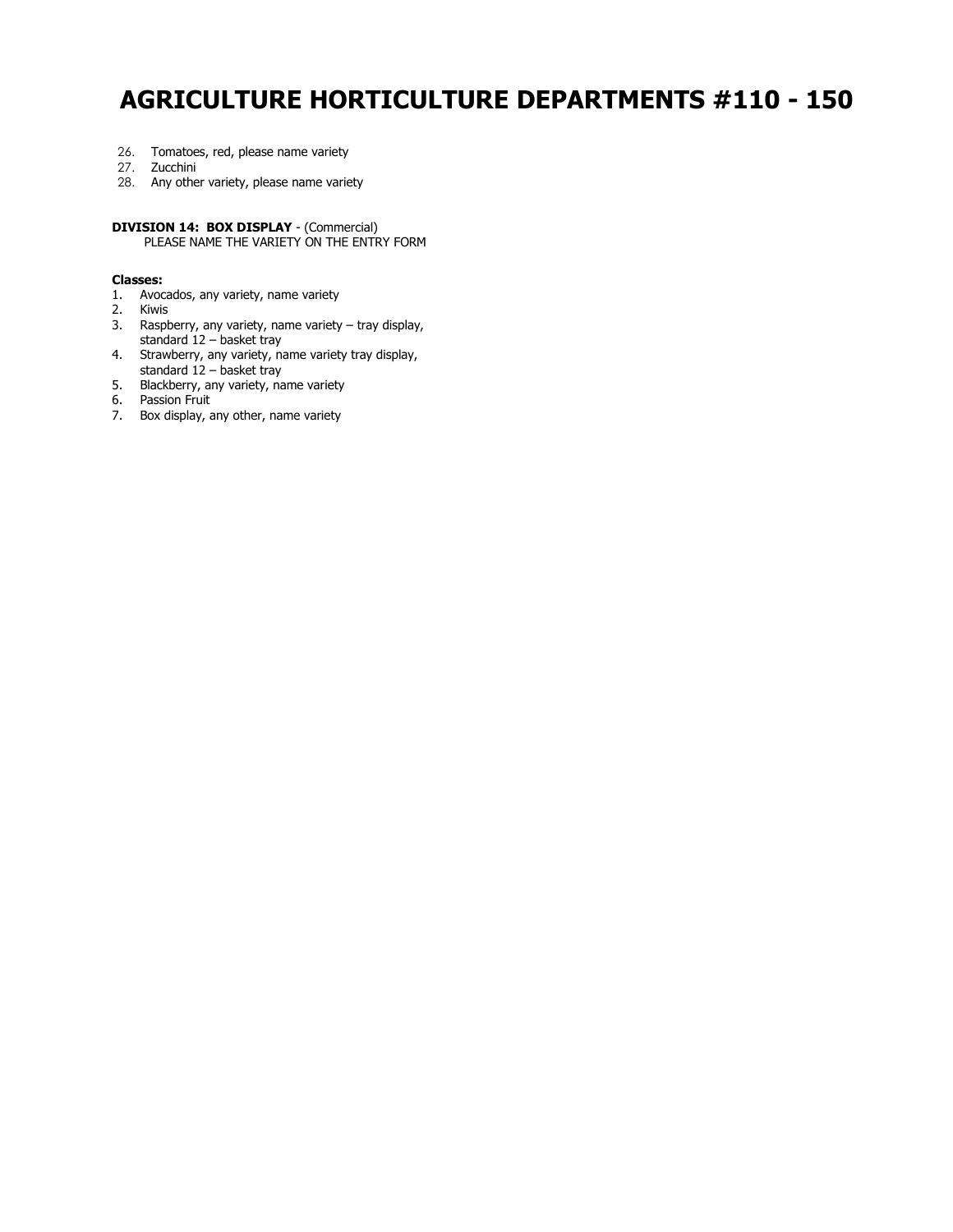# AGRICULTURE HORTICULTURE DEPARTMENTS #110 - 150

26. Tomatoes, red, please name variety
27. Zucchini
28. Any other variety, please name variety

**DIVISION 14: BOX DISPLAY** - (Commercial)
PLEASE NAME THE VARIETY ON THE ENTRY FORM

**Classes:**

1. Avocados, any variety, name variety
2. Kiwis
3. Raspberry, any variety, name variety – tray display, standard 12 – basket tray
4. Strawberry, any variety, name variety tray display, standard 12 – basket tray
5. Blackberry, any variety, name variety
6. Passion Fruit
7. Box display, any other, name variety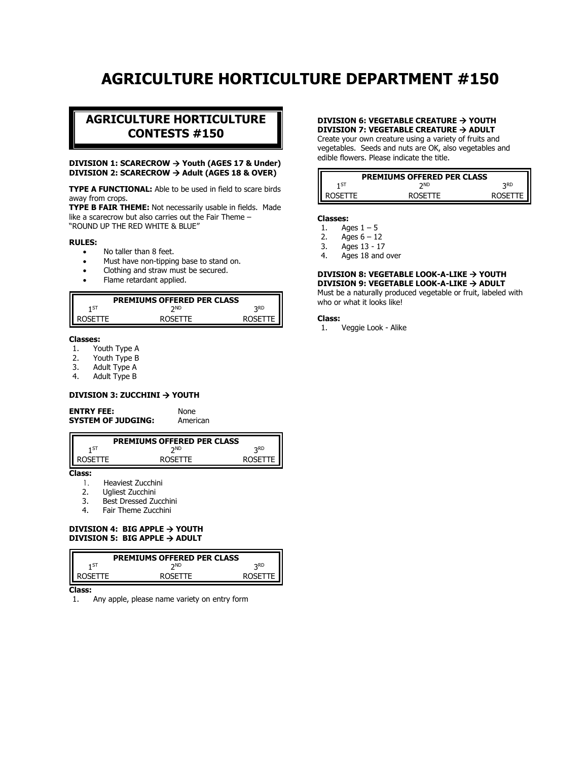# AGRICULTURE HORTICULTURE DEPARTMENT #150

## AGRICULTURE HORTICULTURE CONTESTS #150

**DIVISION 1: SCARECROW → Youth (AGES 17 & Under)**
**DIVISION 2: SCARECROW → Adult (AGES 18 & OVER)**

**TYPE A FUNCTIONAL:** Able to be used in field to scare birds away from crops.
**TYPE B FAIR THEME:** Not necessarily usable in fields. Made like a scarecrow but also carries out the Fair Theme – "ROUND UP THE RED WHITE & BLUE"

**RULES:**

- No taller than 8 feet.
- Must have non-tipping base to stand on.
- Clothing and straw must be secured.
- Flame retardant applied.

| PREMIUMS OFFERED PER CLASS | | |
|---|---|---|
| 1ST | 2ND | 3RD |
| ROSETTE | ROSETTE | ROSETTE |

**Classes:**

1. Youth Type A
2. Youth Type B
3. Adult Type A
4. Adult Type B

**DIVISION 3: ZUCCHINI → YOUTH**

**ENTRY FEE:** None
**SYSTEM OF JUDGING:** American

| PREMIUMS OFFERED PER CLASS | | |
|---|---|---|
| 1ST | 2ND | 3RD |
| ROSETTE | ROSETTE | ROSETTE |

**Class:**

1. Heaviest Zucchini
2. Ugliest Zucchini
3. Best Dressed Zucchini
4. Fair Theme Zucchini

**DIVISION 4: BIG APPLE → YOUTH**
**DIVISION 5: BIG APPLE → ADULT**

| PREMIUMS OFFERED PER CLASS | | |
|---|---|---|
| 1ST | 2ND | 3RD |
| ROSETTE | ROSETTE | ROSETTE |

**Class:**

1. Any apple, please name variety on entry form

**DIVISION 6: VEGETABLE CREATURE → YOUTH**
**DIVISION 7: VEGETABLE CREATURE → ADULT**

Create your own creature using a variety of fruits and vegetables. Seeds and nuts are OK, also vegetables and edible flowers. Please indicate the title.

| PREMIUMS OFFERED PER CLASS | | |
|---|---|---|
| 1ST | 2ND | 3RD |
| ROSETTE | ROSETTE | ROSETTE |

**Classes:**

1. Ages 1 – 5
2. Ages 6 – 12
3. Ages 13 - 17
4. Ages 18 and over

**DIVISION 8: VEGETABLE LOOK-A-LIKE → YOUTH**
**DIVISION 9: VEGETABLE LOOK-A-LIKE → ADULT**

Must be a naturally produced vegetable or fruit, labeled with who or what it looks like!

**Class:**

1. Veggie Look - Alike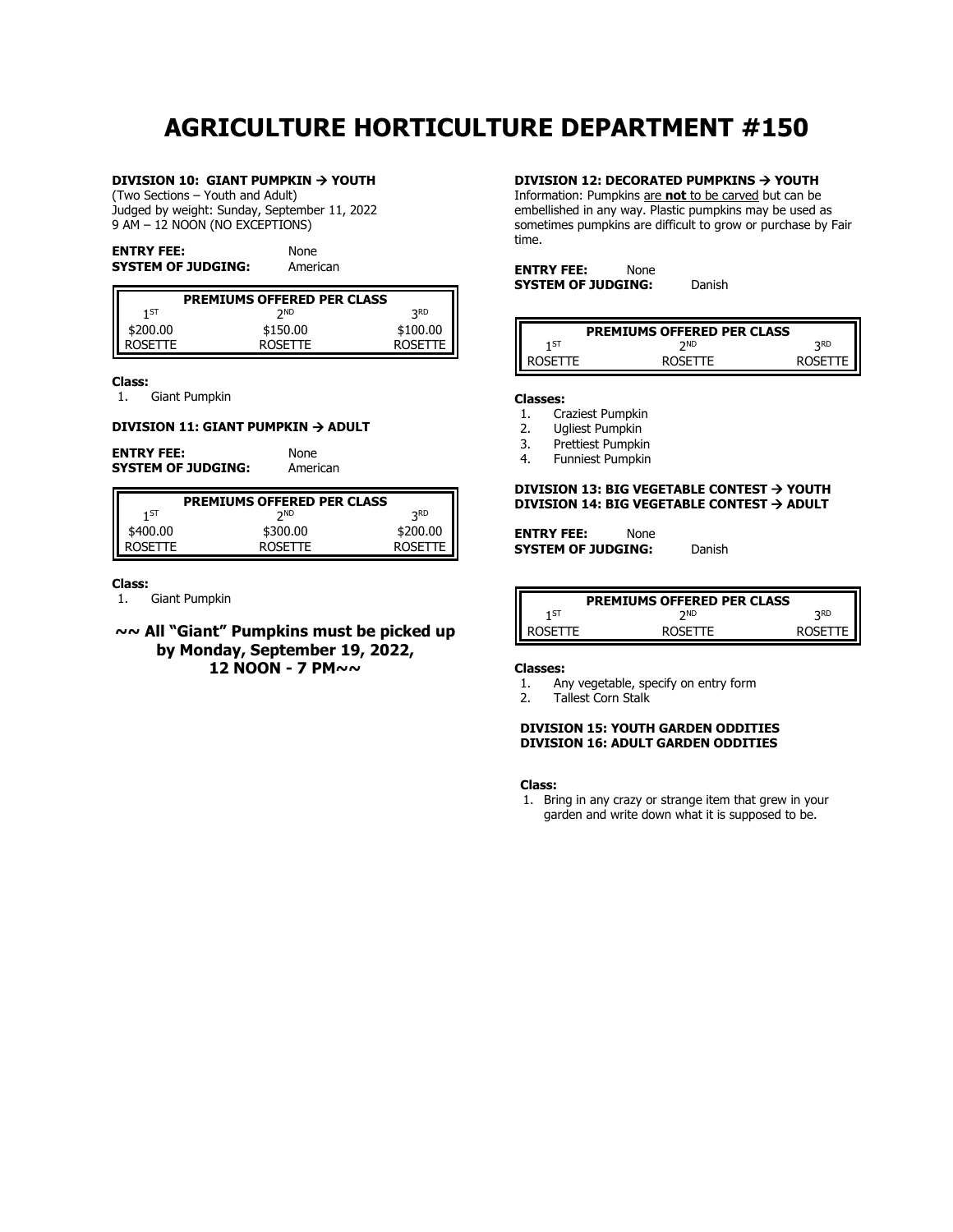# AGRICULTURE HORTICULTURE DEPARTMENT #150

**DIVISION 10: GIANT PUMPKIN → YOUTH**
(Two Sections – Youth and Adult)
Judged by weight: Sunday, September 11, 2022
9 AM – 12 NOON (NO EXCEPTIONS)

**ENTRY FEE:** None
**SYSTEM OF JUDGING:** American

| PREMIUMS OFFERED PER CLASS | | |
|---|---|---|
| 1ST | 2ND | 3RD |
| $200.00 | $150.00 | $100.00 |
| ROSETTE | ROSETTE | ROSETTE |

**Class:**
1. Giant Pumpkin

**DIVISION 11: GIANT PUMPKIN → ADULT**

**ENTRY FEE:** None
**SYSTEM OF JUDGING:** American

| PREMIUMS OFFERED PER CLASS | | |
|---|---|---|
| 1ST | 2ND | 3RD |
| $400.00 | $300.00 | $200.00 |
| ROSETTE | ROSETTE | ROSETTE |

**Class:**
1. Giant Pumpkin

**~~ All "Giant" Pumpkins must be picked up by Monday, September 19, 2022, 12 NOON - 7 PM~~**

**DIVISION 12: DECORATED PUMPKINS → YOUTH**
Information: Pumpkins are **not** to be carved but can be embellished in any way. Plastic pumpkins may be used as sometimes pumpkins are difficult to grow or purchase by Fair time.

**ENTRY FEE:** None
**SYSTEM OF JUDGING:** Danish

| PREMIUMS OFFERED PER CLASS | | |
|---|---|---|
| 1ST | 2ND | 3RD |
| ROSETTE | ROSETTE | ROSETTE |

**Classes:**
1. Craziest Pumpkin
2. Ugliest Pumpkin
3. Prettiest Pumpkin
4. Funniest Pumpkin

**DIVISION 13: BIG VEGETABLE CONTEST → YOUTH**
**DIVISION 14: BIG VEGETABLE CONTEST → ADULT**

**ENTRY FEE:** None
**SYSTEM OF JUDGING:** Danish

| PREMIUMS OFFERED PER CLASS | | |
|---|---|---|
| 1ST | 2ND | 3RD |
| ROSETTE | ROSETTE | ROSETTE |

**Classes:**
1. Any vegetable, specify on entry form
2. Tallest Corn Stalk

**DIVISION 15: YOUTH GARDEN ODDITIES**
**DIVISION 16: ADULT GARDEN ODDITIES**

**Class:**
1. Bring in any crazy or strange item that grew in your garden and write down what it is supposed to be.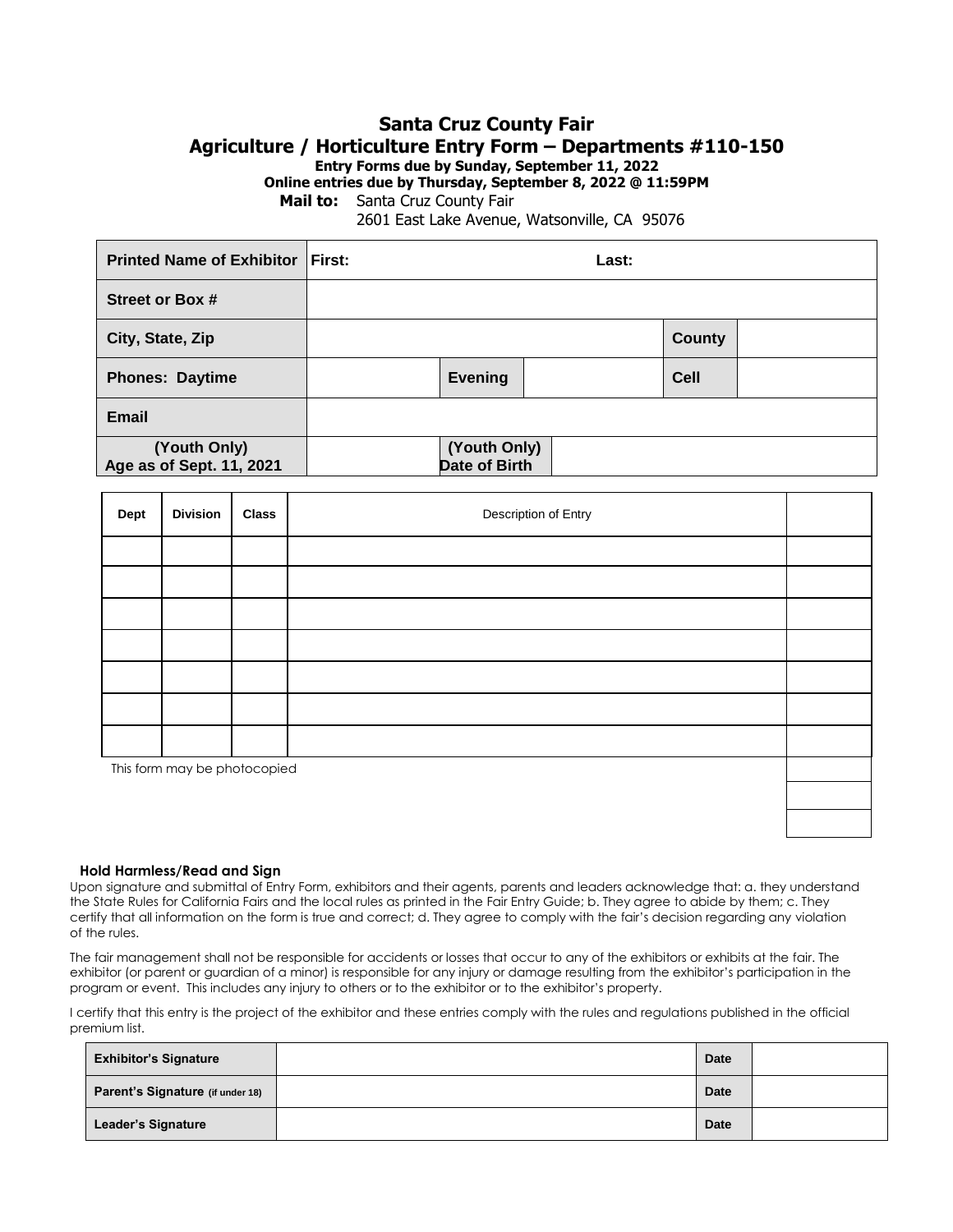# Santa Cruz County Fair

## Agriculture / Horticulture Entry Form – Departments #110-150

**Entry Forms due by Sunday, September 11, 2022**

**Online entries due by Thursday, September 8, 2022 @ 11:59PM**

**Mail to:** Santa Cruz County Fair
2601 East Lake Avenue, Watsonville, CA 95076

| Printed Name of Exhibitor | First: | | Last: | | |
|---|---|---|---|---|---|
| Street or Box # | | | | | |
| City, State, Zip | | | | County | |
| Phones: Daytime | | Evening | | Cell | |
| Email | | | | | |
| (Youth Only) Age as of Sept. 11, 2021 | | (Youth Only) Date of Birth | | | |

| Dept | Division | Class | Description of Entry | |
|---|---|---|---|---|
| | | | | |
| | | | | |
| | | | | |
| | | | | |
| | | | | |
| | | | | |
| | | | | |

This form may be photocopied

**Hold Harmless/Read and Sign**

Upon signature and submittal of Entry Form, exhibitors and their agents, parents and leaders acknowledge that: a. they understand the State Rules for California Fairs and the local rules as printed in the Fair Entry Guide; b. They agree to abide by them; c. They certify that all information on the form is true and correct; d. They agree to comply with the fair's decision regarding any violation of the rules.

The fair management shall not be responsible for accidents or losses that occur to any of the exhibitors or exhibits at the fair. The exhibitor (or parent or guardian of a minor) is responsible for any injury or damage resulting from the exhibitor's participation in the program or event. This includes any injury to others or to the exhibitor or to the exhibitor's property.

I certify that this entry is the project of the exhibitor and these entries comply with the rules and regulations published in the official premium list.

| Exhibitor's Signature | | Date | |
|---|---|---|---|
| Parent's Signature (if under 18) | | Date | |
| Leader's Signature | | Date | |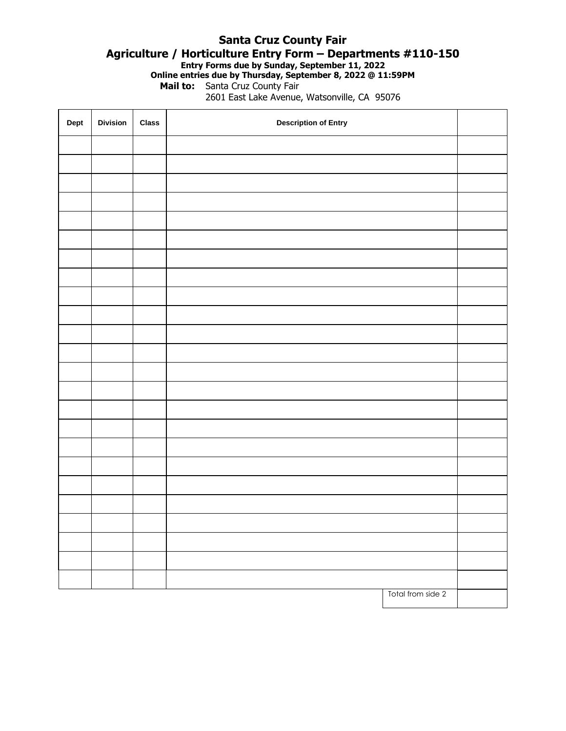# Santa Cruz County Fair

## Agriculture / Horticulture Entry Form – Departments #110-150

**Entry Forms due by Sunday, September 11, 2022**

**Online entries due by Thursday, September 8, 2022 @ 11:59PM**

**Mail to:** Santa Cruz County Fair
2601 East Lake Avenue, Watsonville, CA 95076

| Dept | Division | Class | Description of Entry | |
|---|---|---|---|---|
| | | | | |
| | | | | |
| | | | | |
| | | | | |
| | | | | |
| | | | | |
| | | | | |
| | | | | |
| | | | | |
| | | | | |
| | | | | |
| | | | | |
| | | | | |
| | | | | |
| | | | | |
| | | | | |
| | | | | |
| | | | | |
| | | | | |
| | | | | |
| | | | | |
| | | | | |
| | | | | |
| | | | | |
| | | | Total from side 2 | |